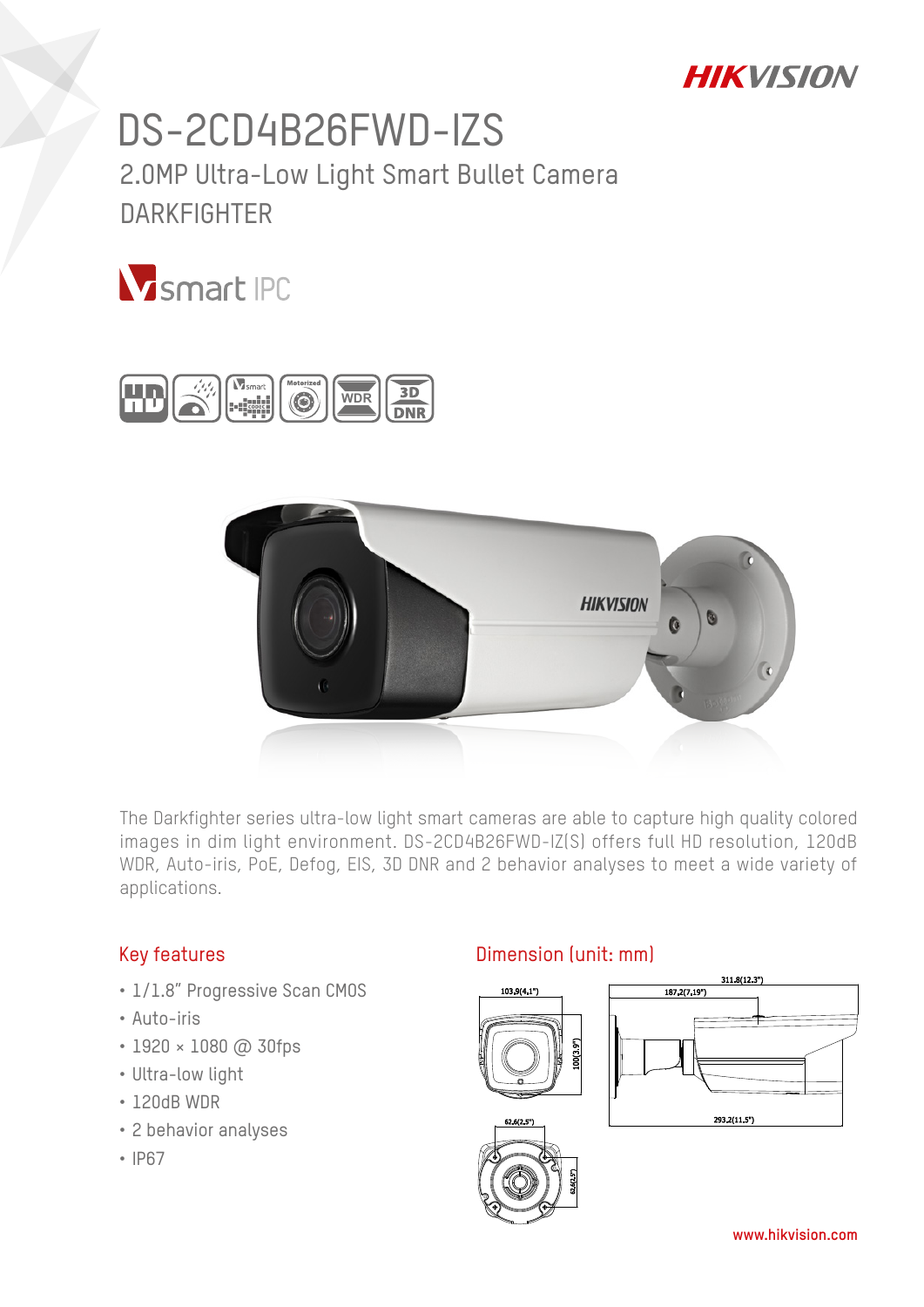# DS-2CD4B26FWD-IZS

## 2.0MP Ultra-Low Light Smart Bullet Camera

## DARKFIGHTER

The Darkfighter series ultra-low light smart cameras are able to capture high quality colored images in dim light environment. DS-2CD4B26FWD-IZ(S) offers full HD resolution, 120dB WDR, Auto-iris, PoE, Defog, EIS, 3D DNR and 2 behavior analyses to meet a wide variety of applications.

### Key features

- 1/1.8" Progressive Scan CMOS
- Auto-iris
- 1920 × 1080 @ 30fps
- Ultra-low light
- 120dB WDR
- 2 behavior analyses
- IP67

### Dimension (unit: mm)

103,9(4,1")
100(3,9")
311.8(12.3")
187,2(7,19")
293.2(11.5")
62,6(2,5")
62,6(2,5")

www.hikvision.com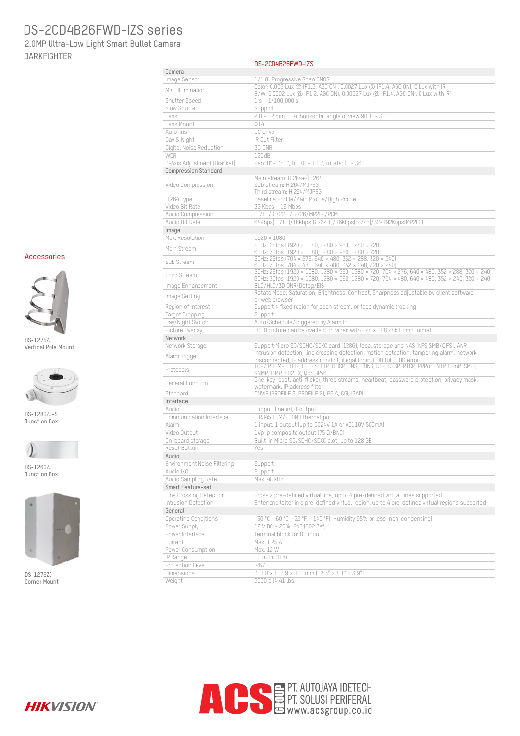# DS-2CD4B26FWD-IZS series

2.0MP Ultra-Low Light Smart Bullet Camera

DARKFIGHTER

| | DS-2CD4B26FWD-IZS |
|---|---|
| **Camera** | |
| Image Sensor | 1/1.8" Progressive Scan CMOS |
| Min. Illumination | Color: 0.002 Lux @ (F1.2, AGC ON), 0.0027 Lux @ (F1.4, AGC ON), 0 Lux with IR<br>B/W: 0.0002 Lux @ (F1.2, AGC ON), 0.00027 Lux @ (F1.4, AGC ON), 0 Lux with IR" |
| Shutter Speed | 1 s – 1/100,000 s |
| Slow Shutter | Support |
| Lens | 2.8 - 12 mm F1.4, horizontal angle of view 90.1° - 31° |
| Lens Mount | Φ14 |
| Auto-iris | DC drive |
| Day & Night | IR Cut Filter |
| Digital Noise Reduction | 3D DNR |
| WDR | 120dB |
| 3-Axis Adjustment (Bracket) | Pan: 0° - 360°, tilt: 0° - 100°, rotate: 0° - 360° |
| **Compression Standard** | |
| Video Compression | Main stream: H.264+/H.264<br>Sub stream: H.264/MJPEG<br>Third stream: H.264/MJPEG |
| H.264 Type | Baseline Profile/Main Profile/High Profile |
| Video Bit Rate | 32 Kbps – 16 Mbps |
| Audio Compression | G.711/G.722.1/G.726/MP2L2/PCM |
| Audio Bit Rate | 64Kbps(G.711)/16Kbps(G.722.1)/16Kbps(G.726)/32-192Kbps(MP2L2) |
| **Image** | |
| Max. Resolution | 1920 × 1080 |
| Main Stream | 50Hz: 25fps (1920 × 1080, 1280 × 960, 1280 × 720)<br>60Hz: 30fps (1920 × 1080, 1280 × 960, 1280 × 720) |
| Sub Stream | 50Hz: 25fps (704 × 576, 640 × 480, 352 × 288, 320 × 240)<br>60Hz: 30fps (704 × 480, 640 × 480, 352 × 240, 320 × 240) |
| Third Stream | 50Hz: 25fps (1920 × 1080, 1280 × 960, 1280 × 720, 704 × 576, 640 × 480, 352 × 288, 320 × 240)<br>60Hz: 30fps (1920 × 1080, 1280 × 960, 1280 × 720, 704 × 480, 640 × 480, 352 × 240, 320 × 240) |
| Image Enhancement | BLC/HLC/3D DNR/Defog/EIS |
| Image Setting | Rotate Mode, Saturation, Brightness, Contrast, Sharpness adjustable by client software or web browser |
| Region of Interest | Support 4 fixed region for each stream, or face dynamic tracking |
| Target Cropping | Support |
| Day/Night Switch | Auto/Schedule/Triggered by Alarm In |
| Picture Overlay | LOGO picture can be overlaid on video with 128 × 128 24bit bmp format |
| **Network** | |
| Network Storage | Support Micro SD/SDHC/SDXC card (128G), local storage and NAS (NFS,SMB/CIFS), ANR |
| Alarm Trigger | Intrusion detection, line crossing detection, motion detection, tampering alarm, network disconnected, IP address conflict, illegal login, HDD full, HDD error |
| Protocols | TCP/IP, ICMP, HTTP, HTTPS, FTP, DHCP, DNS, DDNS, RTP, RTSP, RTCP, PPPoE, NTP, UPnP, SMTP, SNMP, IGMP, 802.1X, QoS, IPv6 |
| General Function | One-key reset, anti-flicker, three streams, heartbeat, password protection, privacy mask, watermark, IP address filter |
| Standard | ONVIF (PROFILE S, PROFILE G), PSIA, CGI, ISAPI |
| **Interface** | |
| Audio | 1 input (line in), 1 output |
| Communication Interface | 1 RJ45 10M/100M Ethernet port |
| Alarm | 1 input, 1 output (up to DC24V 1A or AC110V 500mA) |
| Video Output | 1Vp-p composite output (75 Ω/BNC) |
| On-board storage | Built-in Micro SD/SDHC/SDXC slot, up to 128 GB |
| Reset Button | Yes |
| **Audio** | |
| Environment Noise Filtering | Support |
| Audio I/O | Support |
| Audio Sampling Rate | Max. 48 kHz |
| **Smart Feature-set** | |
| Line Crossing Detection | Cross a pre-defined virtual line, up to 4 pre-defined virtual lines supported |
| Intrusion Detection | Enter and loiter in a pre-defined virtual region, up to 4 pre-defined virtual regions supported |
| **General** | |
| Operating Conditions | -30 °C – 60 °C (-22 °F – 140 °F), Humidity 95% or less (non-condensing) |
| Power Supply | 12 V DC ± 20%, PoE (802.3af) |
| Power Interface | Terminal block for DC input |
| Current | Max. 1.25 A |
| Power Consumption | Max. 12 W |
| IR Range | 10 m to 30 m |
| Protection Level | IP67 |
| Dimensions | 311.8 × 103.9 × 100 mm (12.3" × 4.1" × 3.9") |
| Weight | 2000 g (4.41 lbs) |

## Accessories

DS-1275ZJ
Vertical Pole Mount

DS-1280ZJ-S
Junction Box

DS-1260ZJ
Junction Box

DS-1276ZJ
Corner Mount

HIKVISION

ACS GROUP
PT. AUTOJAYA IDETECH
PT. SOLUSI PERIFERAL
www.acsgroup.co.id